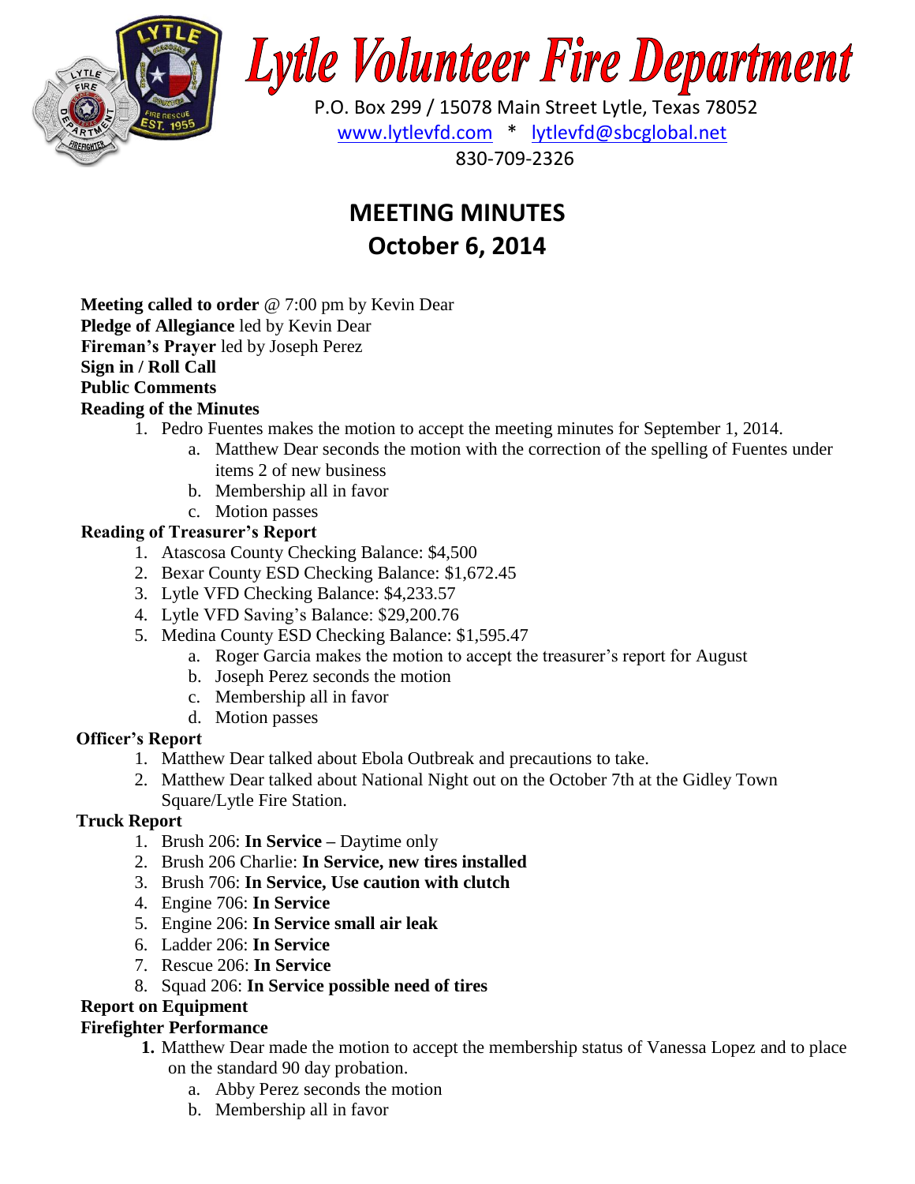# Lytle Volunteer Fire Department

P.O. Box 299 / 15078 Main Street Lytle, Texas 78052

www.lytlevfd.com * lytlevfd@sbcglobal.net

830-709-2326

## MEETING MINUTES
## October 6, 2014

**Meeting called to order** @ 7:00 pm by Kevin Dear

**Pledge of Allegiance** led by Kevin Dear

**Fireman's Prayer** led by Joseph Perez

**Sign in / Roll Call**

**Public Comments**

**Reading of the Minutes**

1. Pedro Fuentes makes the motion to accept the meeting minutes for September 1, 2014.
   a. Matthew Dear seconds the motion with the correction of the spelling of Fuentes under items 2 of new business
   b. Membership all in favor
   c. Motion passes

**Reading of Treasurer's Report**

1. Atascosa County Checking Balance: $4,500
2. Bexar County ESD Checking Balance: $1,672.45
3. Lytle VFD Checking Balance: $4,233.57
4. Lytle VFD Saving's Balance: $29,200.76
5. Medina County ESD Checking Balance: $1,595.47
   a. Roger Garcia makes the motion to accept the treasurer's report for August
   b. Joseph Perez seconds the motion
   c. Membership all in favor
   d. Motion passes

**Officer's Report**

1. Matthew Dear talked about Ebola Outbreak and precautions to take.
2. Matthew Dear talked about National Night out on the October 7th at the Gidley Town Square/Lytle Fire Station.

**Truck Report**

1. Brush 206: **In Service –** Daytime only
2. Brush 206 Charlie: **In Service, new tires installed**
3. Brush 706: **In Service, Use caution with clutch**
4. Engine 706: **In Service**
5. Engine 206: **In Service small air leak**
6. Ladder 206: **In Service**
7. Rescue 206: **In Service**
8. Squad 206: **In Service possible need of tires**

**Report on Equipment**

**Firefighter Performance**

1. Matthew Dear made the motion to accept the membership status of Vanessa Lopez and to place on the standard 90 day probation.
   a. Abby Perez seconds the motion
   b. Membership all in favor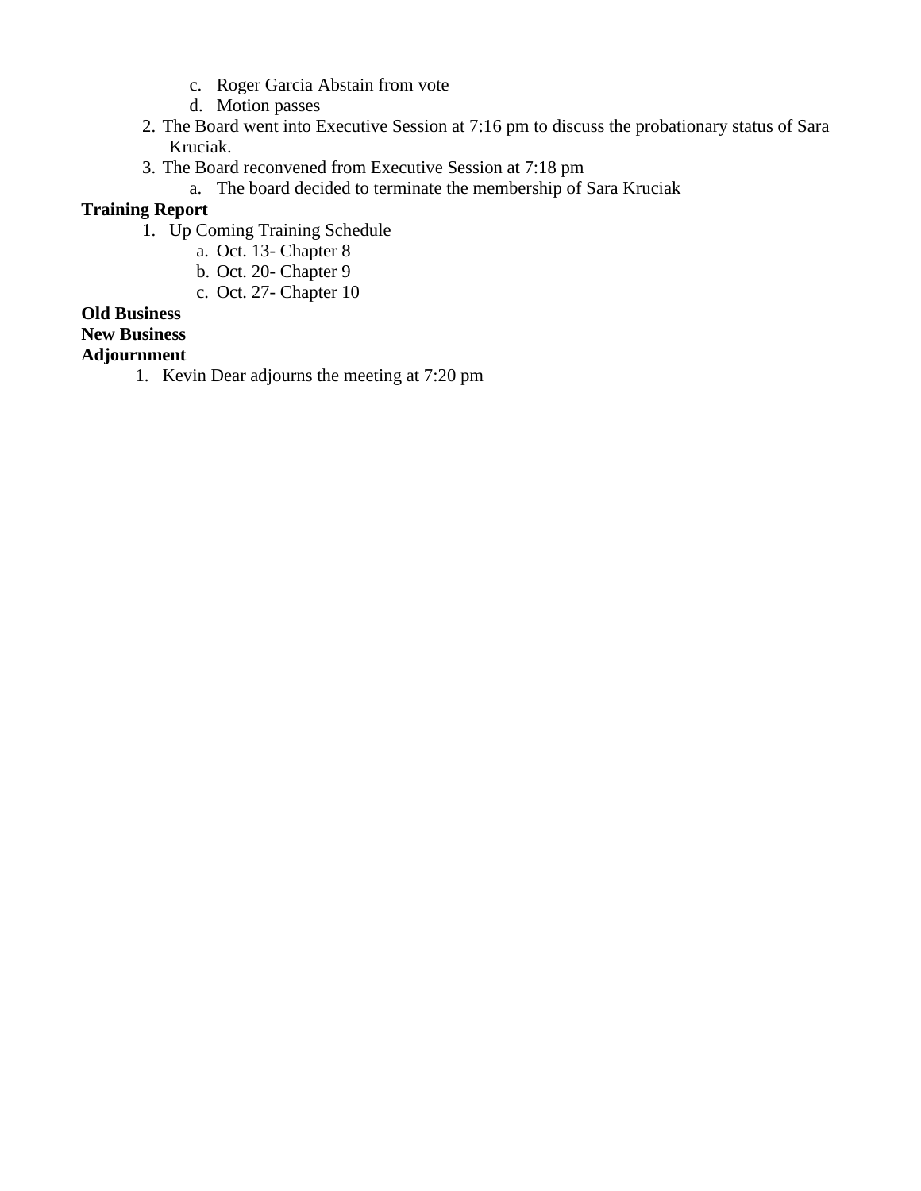c. Roger Garcia Abstain from vote
   d. Motion passes
2. The Board went into Executive Session at 7:16 pm to discuss the probationary status of Sara Kruciak.
3. The Board reconvened from Executive Session at 7:18 pm
   a. The board decided to terminate the membership of Sara Kruciak

**Training Report**

1. Up Coming Training Schedule
   a. Oct. 13- Chapter 8
   b. Oct. 20- Chapter 9
   c. Oct. 27- Chapter 10

**Old Business**

**New Business**

**Adjournment**

1. Kevin Dear adjourns the meeting at 7:20 pm